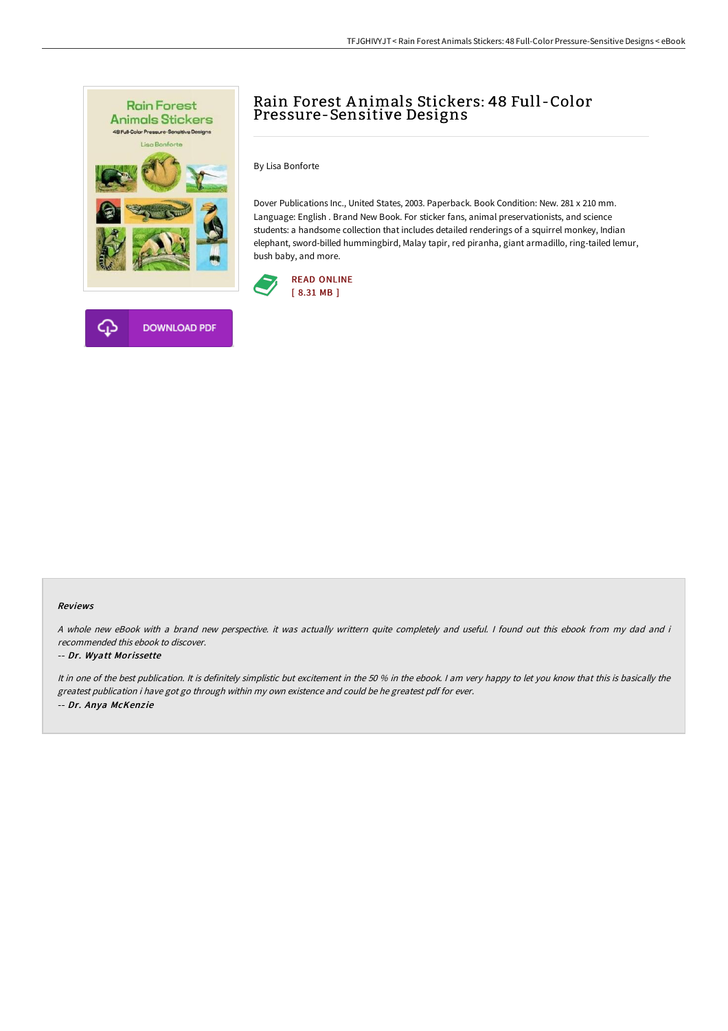# Rain Forest Animals Stickers: 48 Full-Color Pressure-Sensitive Designs

By Lisa Bonforte

Dover Publications Inc., United States, 2003. Paperback. Book Condition: New. 281 x 210 mm. Language: English . Brand New Book. For sticker fans, animal preservationists, and science students: a handsome collection that includes detailed renderings of a squirrel monkey, Indian elephant, sword-billed hummingbird, Malay tapir, red piranha, giant armadillo, ring-tailed lemur, bush baby, and more.

READ ONLINE
[ 8.31 MB ]

DOWNLOAD PDF

### Reviews

*A whole new eBook with a brand new perspective. it was actually writtern quite completely and useful. I found out this ebook from my dad and i recommended this ebook to discover.*

-- ***Dr. Wyatt Morissette***

*It in one of the best publication. It is definitely simplistic but excitement in the 50 % in the ebook. I am very happy to let you know that this is basically the greatest publication i have got go through within my own existence and could be he greatest pdf for ever.*

-- ***Dr. Anya McKenzie***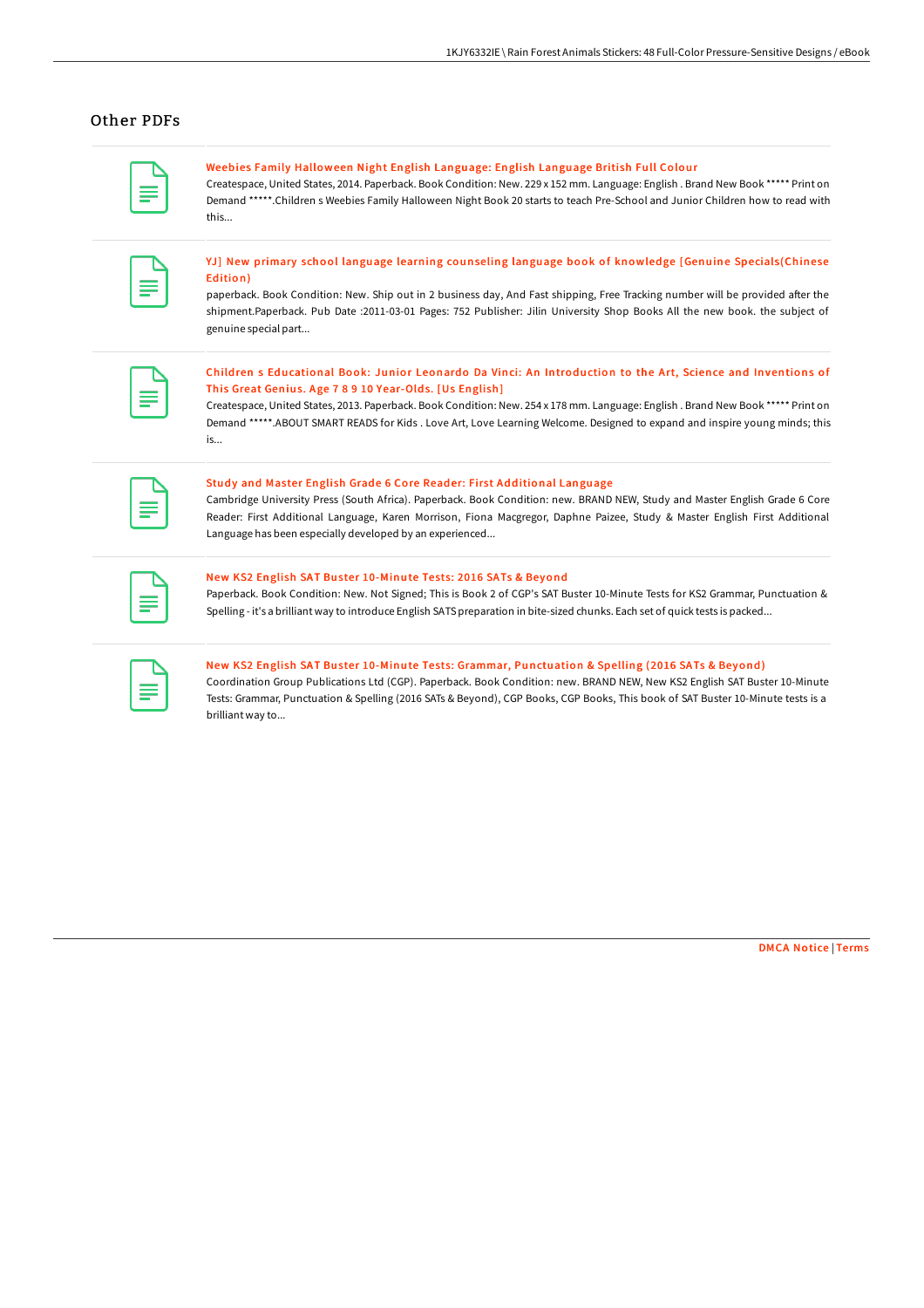## Other PDFs

### Weebies Family Halloween Night English Language: English Language British Full Colour

Createspace, United States, 2014. Paperback. Book Condition: New. 229 x 152 mm. Language: English . Brand New Book ***** Print on Demand *****.Children s Weebies Family Halloween Night Book 20 starts to teach Pre-School and Junior Children how to read with this...

### YJ] New primary school language learning counseling language book of knowledge [Genuine Specials(Chinese Edition)

paperback. Book Condition: New. Ship out in 2 business day, And Fast shipping, Free Tracking number will be provided after the shipment.Paperback. Pub Date :2011-03-01 Pages: 752 Publisher: Jilin University Shop Books All the new book. the subject of genuine special part...

### Children s Educational Book: Junior Leonardo Da Vinci: An Introduction to the Art, Science and Inventions of This Great Genius. Age 7 8 9 10 Year-Olds. [Us English]

Createspace, United States, 2013. Paperback. Book Condition: New. 254 x 178 mm. Language: English . Brand New Book ***** Print on Demand *****.ABOUT SMART READS for Kids . Love Art, Love Learning Welcome. Designed to expand and inspire young minds; this is...

### Study and Master English Grade 6 Core Reader: First Additional Language

Cambridge University Press (South Africa). Paperback. Book Condition: new. BRAND NEW, Study and Master English Grade 6 Core Reader: First Additional Language, Karen Morrison, Fiona Macgregor, Daphne Paizee, Study & Master English First Additional Language has been especially developed by an experienced...

### New KS2 English SAT Buster 10-Minute Tests: 2016 SATs & Beyond

Paperback. Book Condition: New. Not Signed; This is Book 2 of CGP's SAT Buster 10-Minute Tests for KS2 Grammar, Punctuation & Spelling - it's a brilliant way to introduce English SATS preparation in bite-sized chunks. Each set of quick tests is packed...

### New KS2 English SAT Buster 10-Minute Tests: Grammar, Punctuation & Spelling (2016 SATs & Beyond)

Coordination Group Publications Ltd (CGP). Paperback. Book Condition: new. BRAND NEW, New KS2 English SAT Buster 10-Minute Tests: Grammar, Punctuation & Spelling (2016 SATs & Beyond), CGP Books, CGP Books, This book of SAT Buster 10-Minute tests is a brilliant way to...

DMCA Notice | Terms